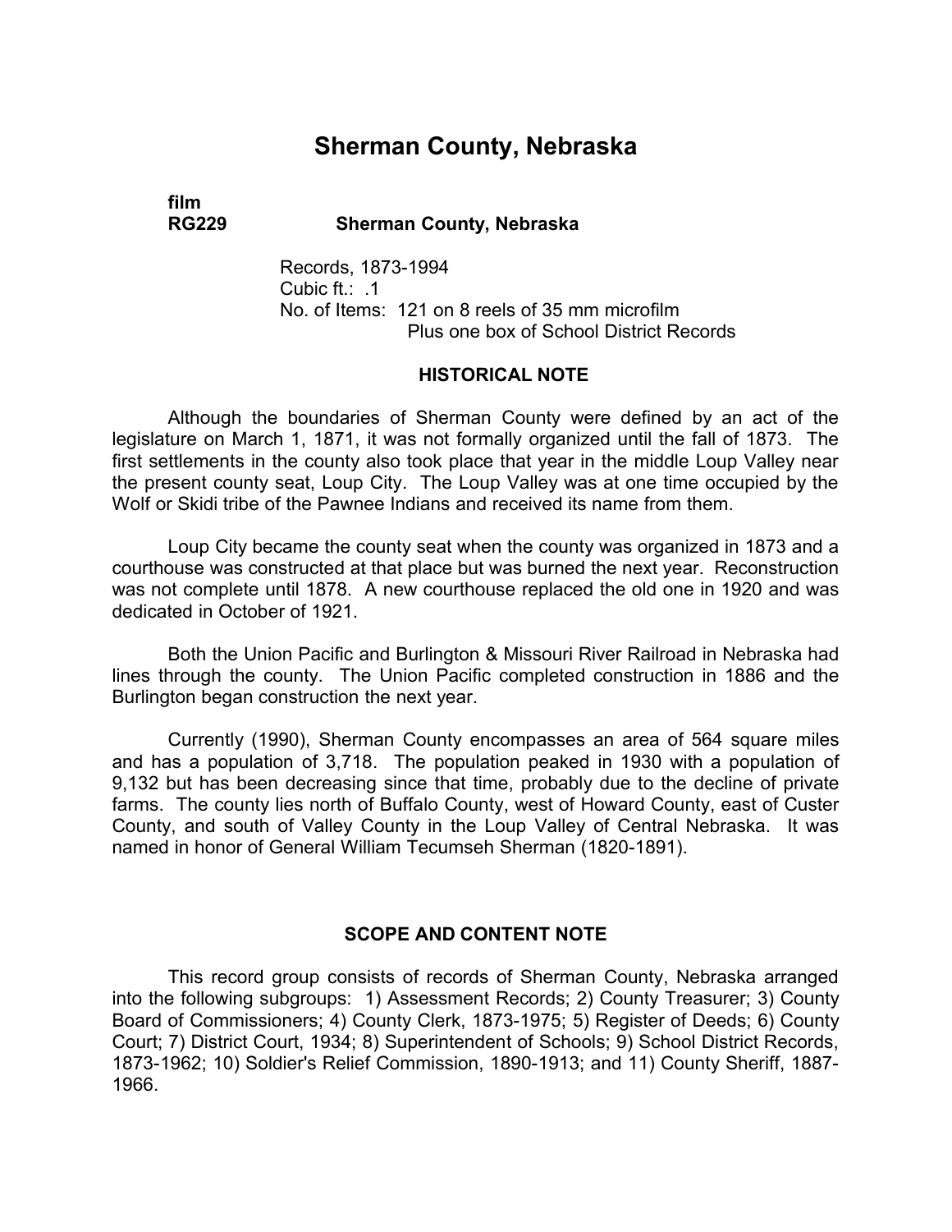# Sherman County, Nebraska

**film**
**RG229** **Sherman County, Nebraska**

Records, 1873-1994
Cubic ft.: .1
No. of Items: 121 on 8 reels of 35 mm microfilm
Plus one box of School District Records

## HISTORICAL NOTE

Although the boundaries of Sherman County were defined by an act of the legislature on March 1, 1871, it was not formally organized until the fall of 1873. The first settlements in the county also took place that year in the middle Loup Valley near the present county seat, Loup City. The Loup Valley was at one time occupied by the Wolf or Skidi tribe of the Pawnee Indians and received its name from them.

Loup City became the county seat when the county was organized in 1873 and a courthouse was constructed at that place but was burned the next year. Reconstruction was not complete until 1878. A new courthouse replaced the old one in 1920 and was dedicated in October of 1921.

Both the Union Pacific and Burlington & Missouri River Railroad in Nebraska had lines through the county. The Union Pacific completed construction in 1886 and the Burlington began construction the next year.

Currently (1990), Sherman County encompasses an area of 564 square miles and has a population of 3,718. The population peaked in 1930 with a population of 9,132 but has been decreasing since that time, probably due to the decline of private farms. The county lies north of Buffalo County, west of Howard County, east of Custer County, and south of Valley County in the Loup Valley of Central Nebraska. It was named in honor of General William Tecumseh Sherman (1820-1891).

## SCOPE AND CONTENT NOTE

This record group consists of records of Sherman County, Nebraska arranged into the following subgroups: 1) Assessment Records; 2) County Treasurer; 3) County Board of Commissioners; 4) County Clerk, 1873-1975; 5) Register of Deeds; 6) County Court; 7) District Court, 1934; 8) Superintendent of Schools; 9) School District Records, 1873-1962; 10) Soldier's Relief Commission, 1890-1913; and 11) County Sheriff, 1887-1966.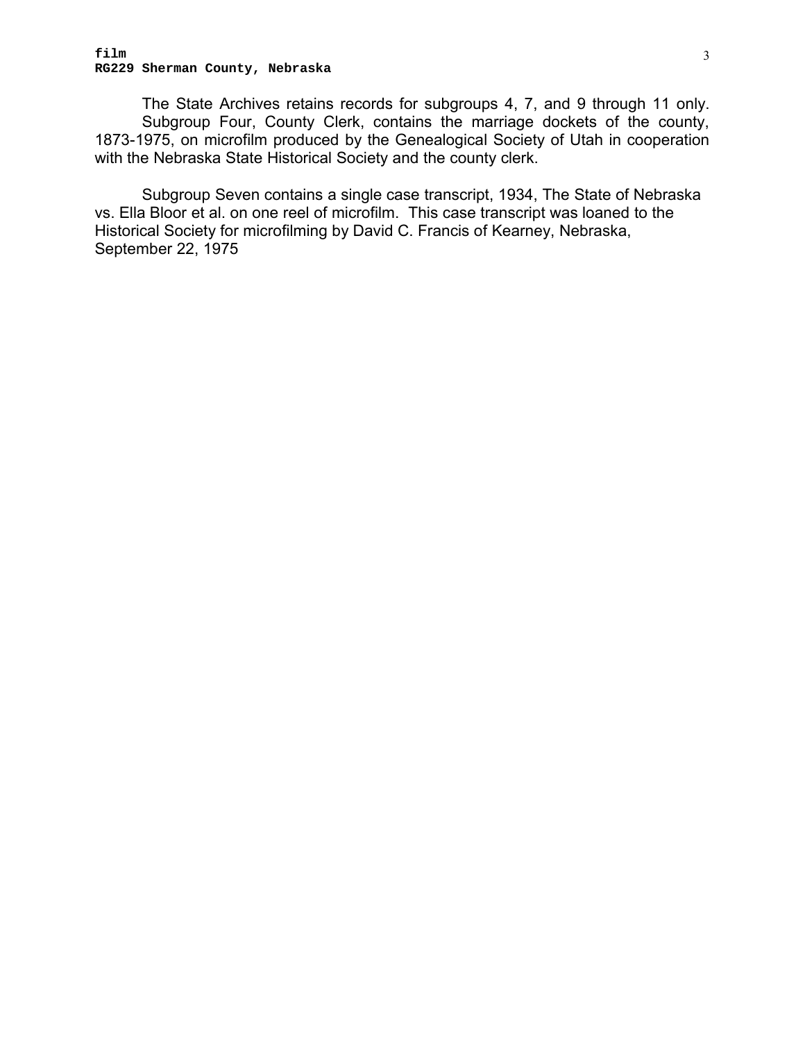The State Archives retains records for subgroups 4, 7, and 9 through 11 only. Subgroup Four, County Clerk, contains the marriage dockets of the county, 1873-1975, on microfilm produced by the Genealogical Society of Utah in cooperation with the Nebraska State Historical Society and the county clerk.

Subgroup Seven contains a single case transcript, 1934, The State of Nebraska vs. Ella Bloor et al. on one reel of microfilm. This case transcript was loaned to the Historical Society for microfilming by David C. Francis of Kearney, Nebraska, September 22, 1975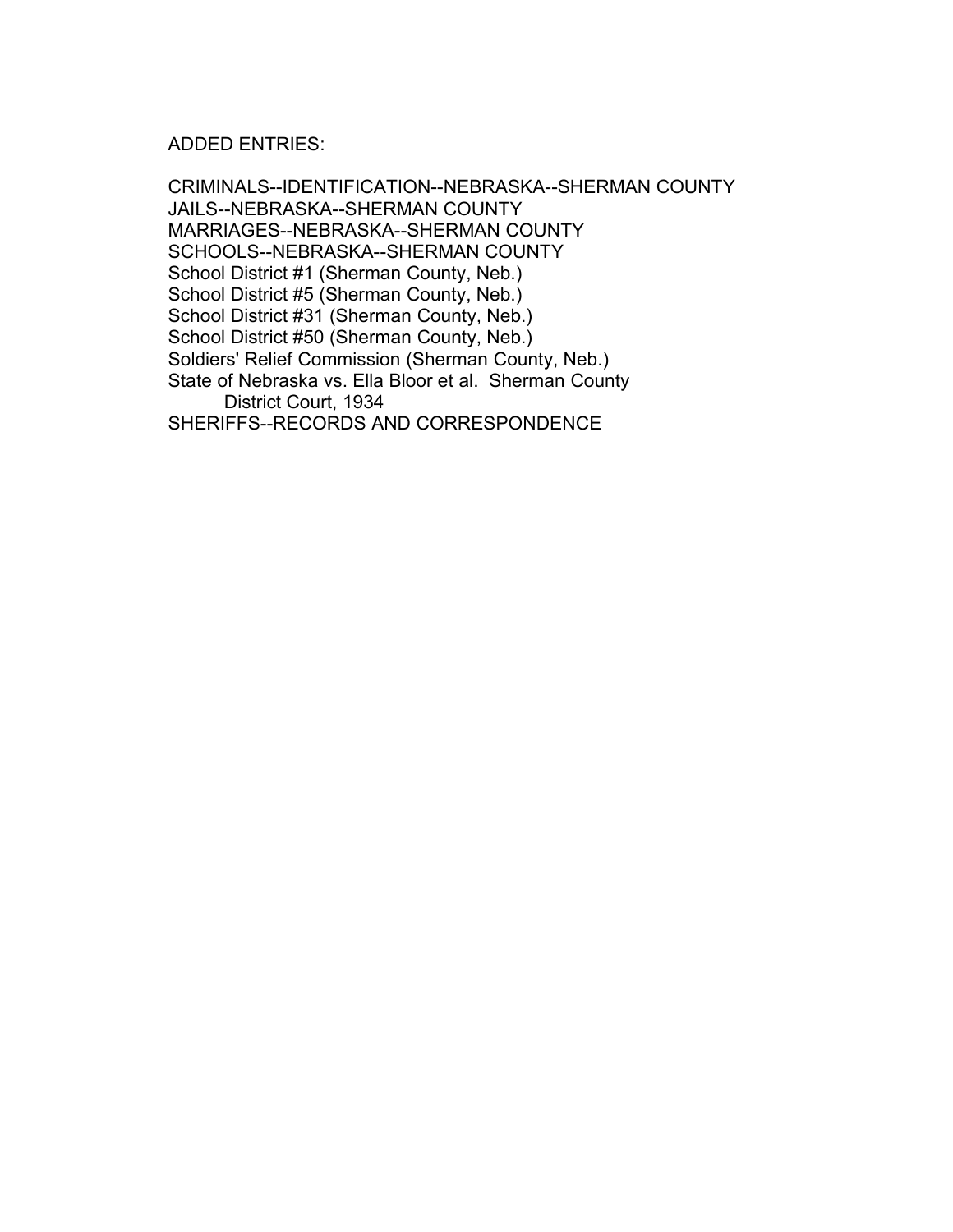ADDED ENTRIES:

CRIMINALS--IDENTIFICATION--NEBRASKA--SHERMAN COUNTY
JAILS--NEBRASKA--SHERMAN COUNTY
MARRIAGES--NEBRASKA--SHERMAN COUNTY
SCHOOLS--NEBRASKA--SHERMAN COUNTY
School District #1 (Sherman County, Neb.)
School District #5 (Sherman County, Neb.)
School District #31 (Sherman County, Neb.)
School District #50 (Sherman County, Neb.)
Soldiers' Relief Commission (Sherman County, Neb.)
State of Nebraska vs. Ella Bloor et al. Sherman County
    District Court, 1934
SHERIFFS--RECORDS AND CORRESPONDENCE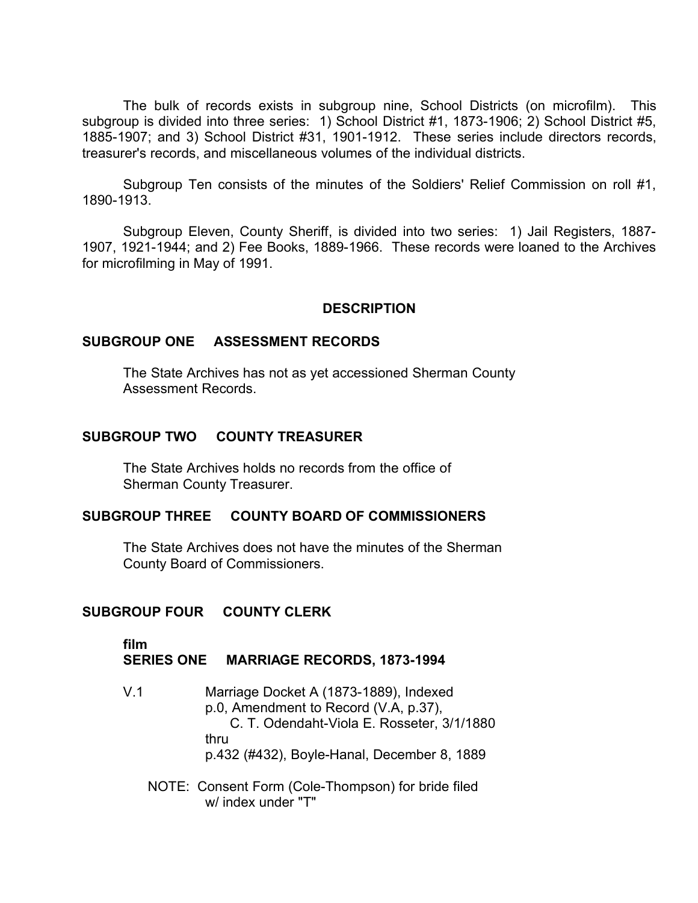The bulk of records exists in subgroup nine, School Districts (on microfilm). This subgroup is divided into three series: 1) School District #1, 1873-1906; 2) School District #5, 1885-1907; and 3) School District #31, 1901-1912. These series include directors records, treasurer's records, and miscellaneous volumes of the individual districts.

Subgroup Ten consists of the minutes of the Soldiers' Relief Commission on roll #1, 1890-1913.

Subgroup Eleven, County Sheriff, is divided into two series: 1) Jail Registers, 1887-1907, 1921-1944; and 2) Fee Books, 1889-1966. These records were loaned to the Archives for microfilming in May of 1991.

## DESCRIPTION

### SUBGROUP ONE ASSESSMENT RECORDS

The State Archives has not as yet accessioned Sherman County Assessment Records.

### SUBGROUP TWO COUNTY TREASURER

The State Archives holds no records from the office of Sherman County Treasurer.

### SUBGROUP THREE COUNTY BOARD OF COMMISSIONERS

The State Archives does not have the minutes of the Sherman County Board of Commissioners.

### SUBGROUP FOUR COUNTY CLERK

**film**
**SERIES ONE MARRIAGE RECORDS, 1873-1994**

V.1 Marriage Docket A (1873-1889), Indexed
p.0, Amendment to Record (V.A, p.37),
C. T. Odendaht-Viola E. Rosseter, 3/1/1880
thru
p.432 (#432), Boyle-Hanal, December 8, 1889

NOTE: Consent Form (Cole-Thompson) for bride filed w/ index under "T"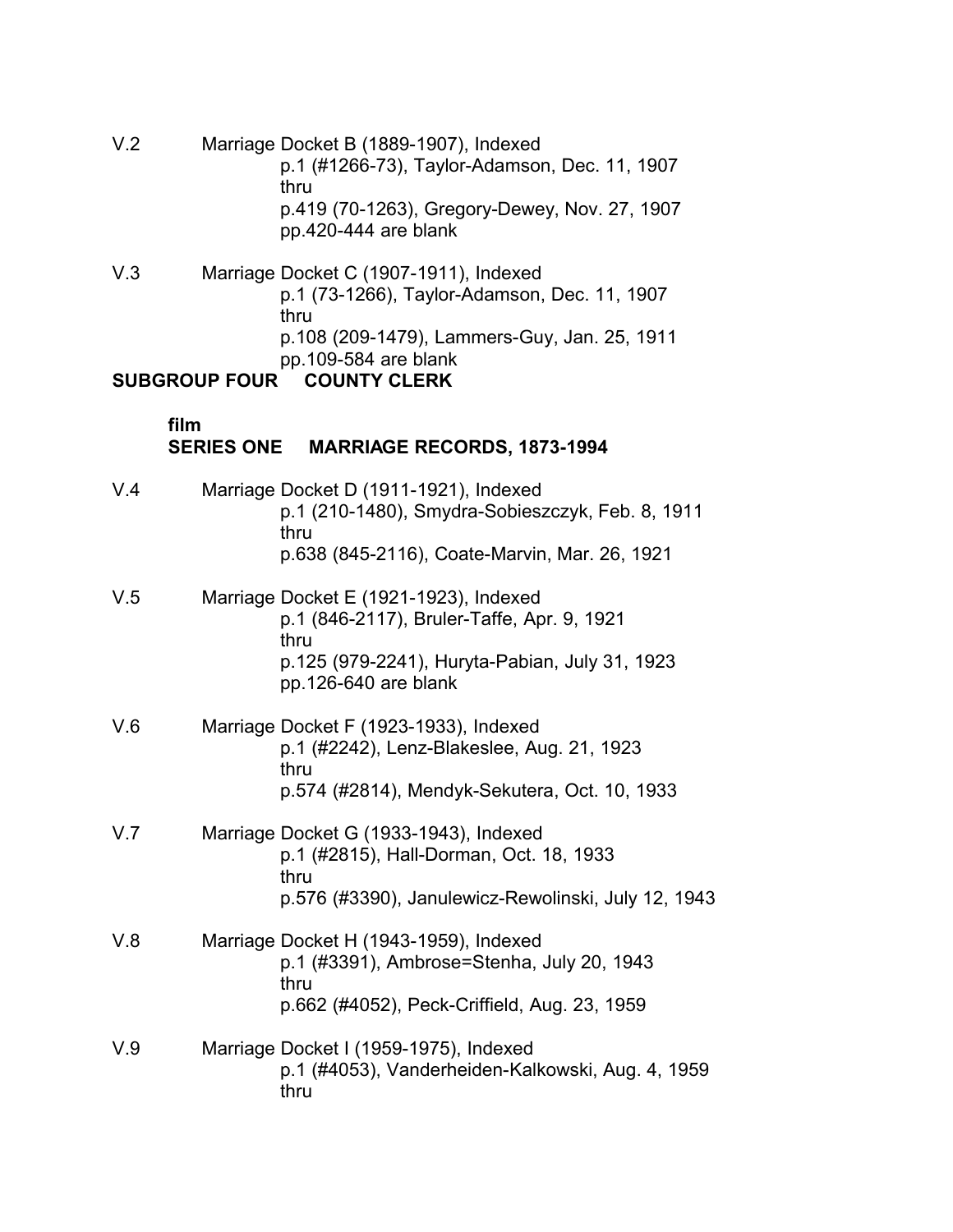V.2 Marriage Docket B (1889-1907), Indexed
p.1 (#1266-73), Taylor-Adamson, Dec. 11, 1907
thru
p.419 (70-1263), Gregory-Dewey, Nov. 27, 1907
pp.420-444 are blank

V.3 Marriage Docket C (1907-1911), Indexed
p.1 (73-1266), Taylor-Adamson, Dec. 11, 1907
thru
p.108 (209-1479), Lammers-Guy, Jan. 25, 1911
pp.109-584 are blank

**SUBGROUP FOUR COUNTY CLERK**

**film**
**SERIES ONE MARRIAGE RECORDS, 1873-1994**

V.4 Marriage Docket D (1911-1921), Indexed
p.1 (210-1480), Smydra-Sobieszczyk, Feb. 8, 1911
thru
p.638 (845-2116), Coate-Marvin, Mar. 26, 1921

V.5 Marriage Docket E (1921-1923), Indexed
p.1 (846-2117), Bruler-Taffe, Apr. 9, 1921
thru
p.125 (979-2241), Huryta-Pabian, July 31, 1923
pp.126-640 are blank

V.6 Marriage Docket F (1923-1933), Indexed
p.1 (#2242), Lenz-Blakeslee, Aug. 21, 1923
thru
p.574 (#2814), Mendyk-Sekutera, Oct. 10, 1933

V.7 Marriage Docket G (1933-1943), Indexed
p.1 (#2815), Hall-Dorman, Oct. 18, 1933
thru
p.576 (#3390), Janulewicz-Rewolinski, July 12, 1943

V.8 Marriage Docket H (1943-1959), Indexed
p.1 (#3391), Ambrose=Stenha, July 20, 1943
thru
p.662 (#4052), Peck-Criffield, Aug. 23, 1959

V.9 Marriage Docket I (1959-1975), Indexed
p.1 (#4053), Vanderheiden-Kalkowski, Aug. 4, 1959
thru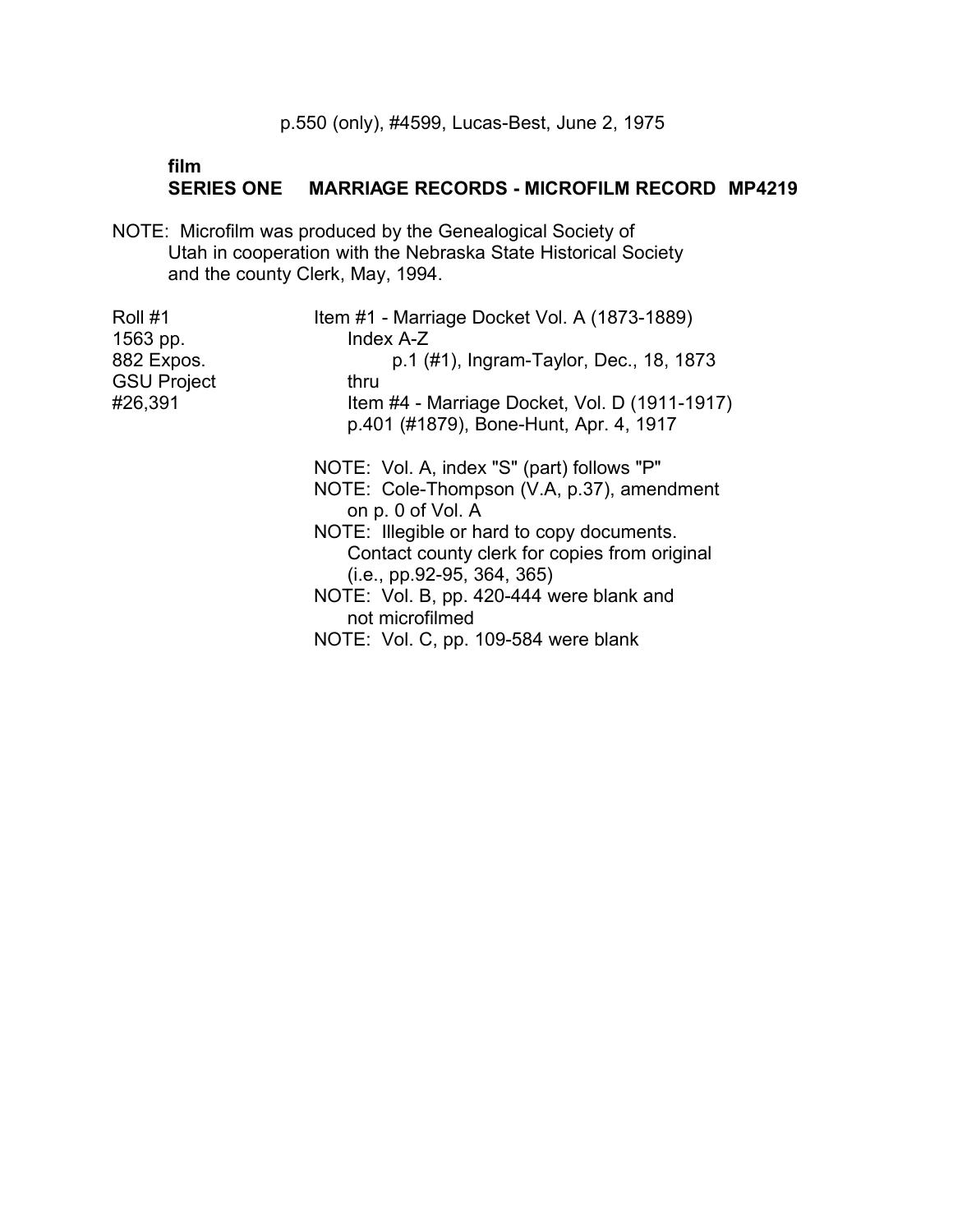p.550 (only), #4599, Lucas-Best, June 2, 1975

**film**
**SERIES ONE MARRIAGE RECORDS - MICROFILM RECORD MP4219**

NOTE: Microfilm was produced by the Genealogical Society of Utah in cooperation with the Nebraska State Historical Society and the county Clerk, May, 1994.

| | |
|---|---|
| Roll #1<br>1563 pp.<br>882 Expos.<br>GSU Project<br>#26,391 | Item #1 - Marriage Docket Vol. A (1873-1889)<br>Index A-Z<br>p.1 (#1), Ingram-Taylor, Dec., 18, 1873<br>thru<br>Item #4 - Marriage Docket, Vol. D (1911-1917)<br>p.401 (#1879), Bone-Hunt, Apr. 4, 1917 |

NOTE: Vol. A, index "S" (part) follows "P"
NOTE: Cole-Thompson (V.A, p.37), amendment on p. 0 of Vol. A
NOTE: Illegible or hard to copy documents. Contact county clerk for copies from original (i.e., pp.92-95, 364, 365)
NOTE: Vol. B, pp. 420-444 were blank and not microfilmed
NOTE: Vol. C, pp. 109-584 were blank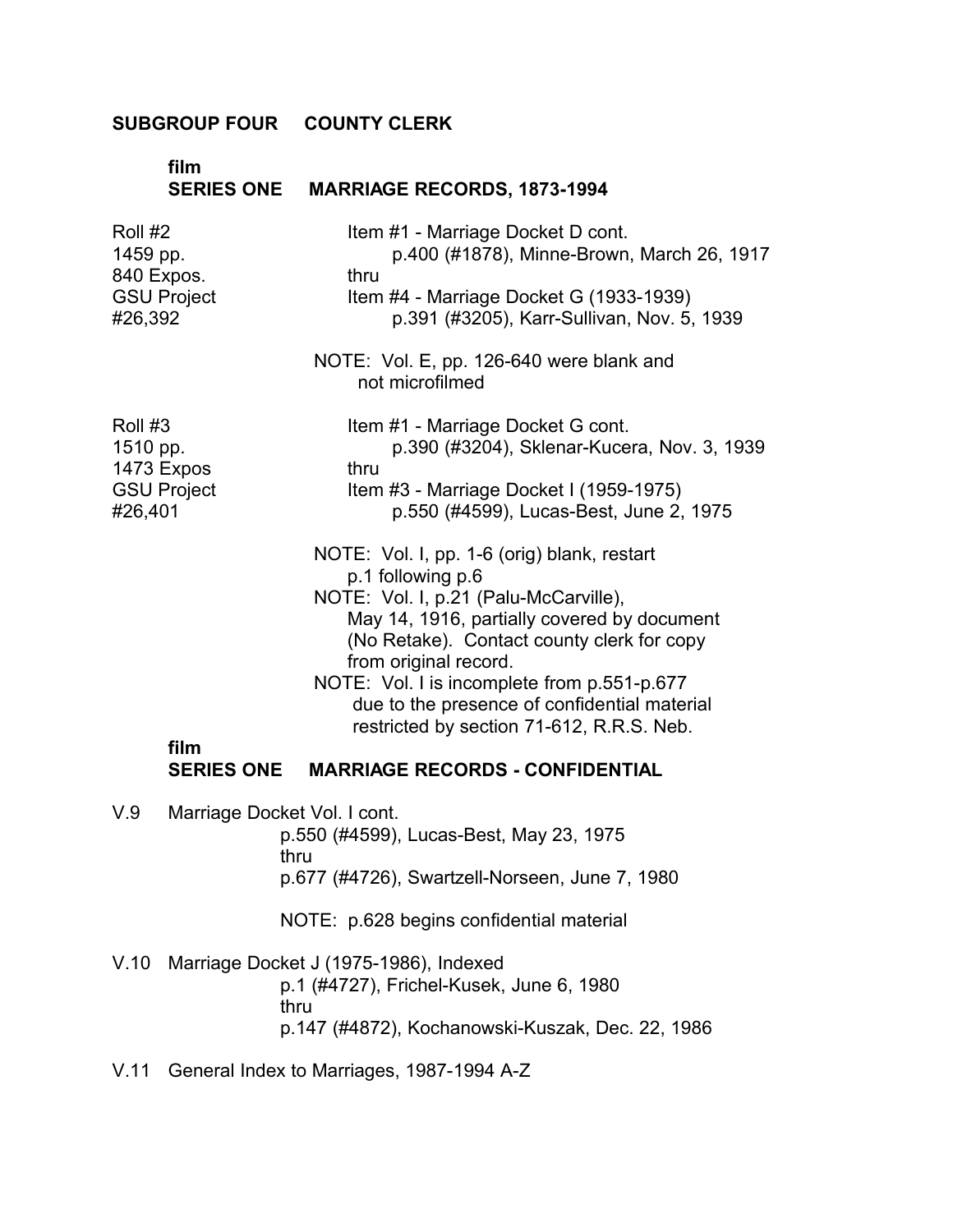## SUBGROUP FOUR COUNTY CLERK

### film
### SERIES ONE MARRIAGE RECORDS, 1873-1994

Roll #2
1459 pp.
840 Expos.
GSU Project
#26,392

Item #1 - Marriage Docket D cont.
p.400 (#1878), Minne-Brown, March 26, 1917
thru
Item #4 - Marriage Docket G (1933-1939)
p.391 (#3205), Karr-Sullivan, Nov. 5, 1939

NOTE: Vol. E, pp. 126-640 were blank and not microfilmed

Roll #3
1510 pp.
1473 Expos
GSU Project
#26,401

Item #1 - Marriage Docket G cont.
p.390 (#3204), Sklenar-Kucera, Nov. 3, 1939
thru
Item #3 - Marriage Docket I (1959-1975)
p.550 (#4599), Lucas-Best, June 2, 1975

NOTE: Vol. I, pp. 1-6 (orig) blank, restart p.1 following p.6
NOTE: Vol. I, p.21 (Palu-McCarville), May 14, 1916, partially covered by document (No Retake). Contact county clerk for copy from original record.
NOTE: Vol. I is incomplete from p.551-p.677 due to the presence of confidential material restricted by section 71-612, R.R.S. Neb.

### film
### SERIES ONE MARRIAGE RECORDS - CONFIDENTIAL

V.9 Marriage Docket Vol. I cont.
p.550 (#4599), Lucas-Best, May 23, 1975
thru
p.677 (#4726), Swartzell-Norseen, June 7, 1980

NOTE: p.628 begins confidential material

V.10 Marriage Docket J (1975-1986), Indexed
p.1 (#4727), Frichel-Kusek, June 6, 1980
thru
p.147 (#4872), Kochanowski-Kuszak, Dec. 22, 1986

V.11 General Index to Marriages, 1987-1994 A-Z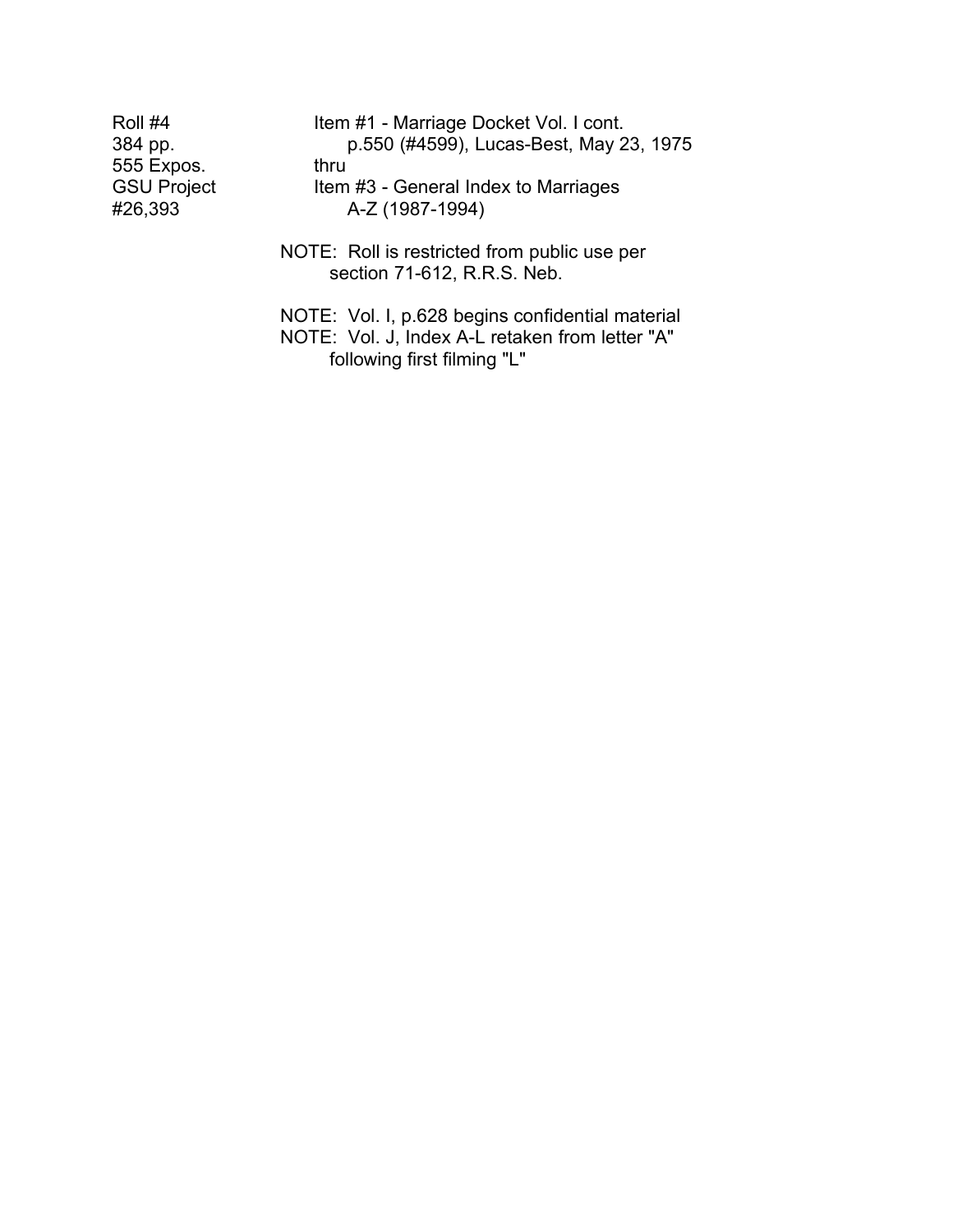| | |
|---|---|
| Roll #4 | Item #1 - Marriage Docket Vol. I cont. |
| 384 pp. | p.550 (#4599), Lucas-Best, May 23, 1975 |
| 555 Expos. | thru |
| GSU Project | Item #3 - General Index to Marriages |
| #26,393 | A-Z (1987-1994) |

NOTE: Roll is restricted from public use per section 71-612, R.R.S. Neb.

NOTE: Vol. I, p.628 begins confidential material

NOTE: Vol. J, Index A-L retaken from letter "A" following first filming "L"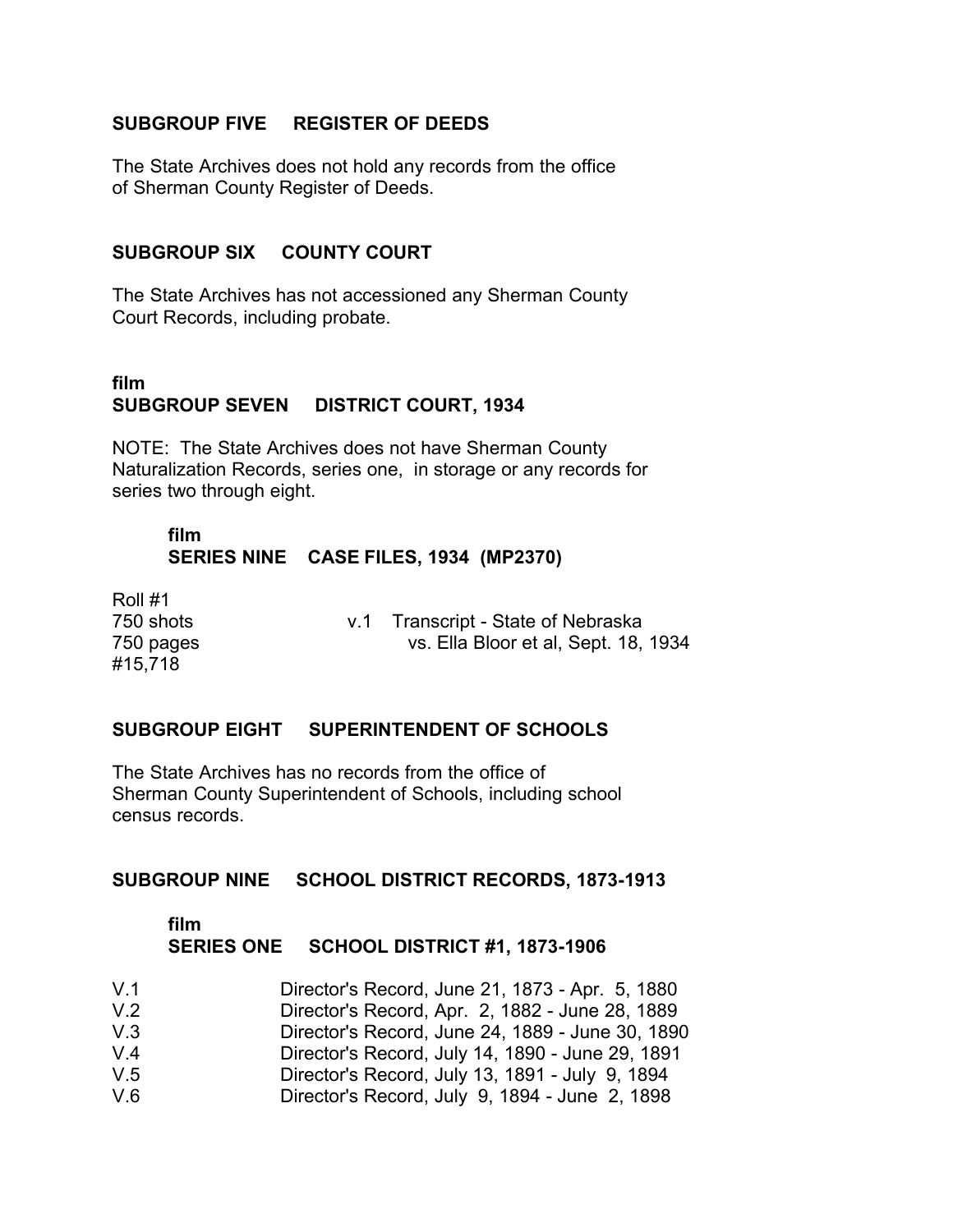## SUBGROUP FIVE REGISTER OF DEEDS

The State Archives does not hold any records from the office of Sherman County Register of Deeds.

## SUBGROUP SIX COUNTY COURT

The State Archives has not accessioned any Sherman County Court Records, including probate.

**film**

## SUBGROUP SEVEN DISTRICT COURT, 1934

NOTE: The State Archives does not have Sherman County Naturalization Records, series one, in storage or any records for series two through eight.

**film**

### SERIES NINE CASE FILES, 1934 (MP2370)

Roll #1
750 shots
750 pages
#15,718

v.1 Transcript - State of Nebraska vs. Ella Bloor et al, Sept. 18, 1934

## SUBGROUP EIGHT SUPERINTENDENT OF SCHOOLS

The State Archives has no records from the office of Sherman County Superintendent of Schools, including school census records.

## SUBGROUP NINE SCHOOL DISTRICT RECORDS, 1873-1913

**film**

### SERIES ONE SCHOOL DISTRICT #1, 1873-1906

V.1 Director's Record, June 21, 1873 - Apr. 5, 1880
V.2 Director's Record, Apr. 2, 1882 - June 28, 1889
V.3 Director's Record, June 24, 1889 - June 30, 1890
V.4 Director's Record, July 14, 1890 - June 29, 1891
V.5 Director's Record, July 13, 1891 - July 9, 1894
V.6 Director's Record, July 9, 1894 - June 2, 1898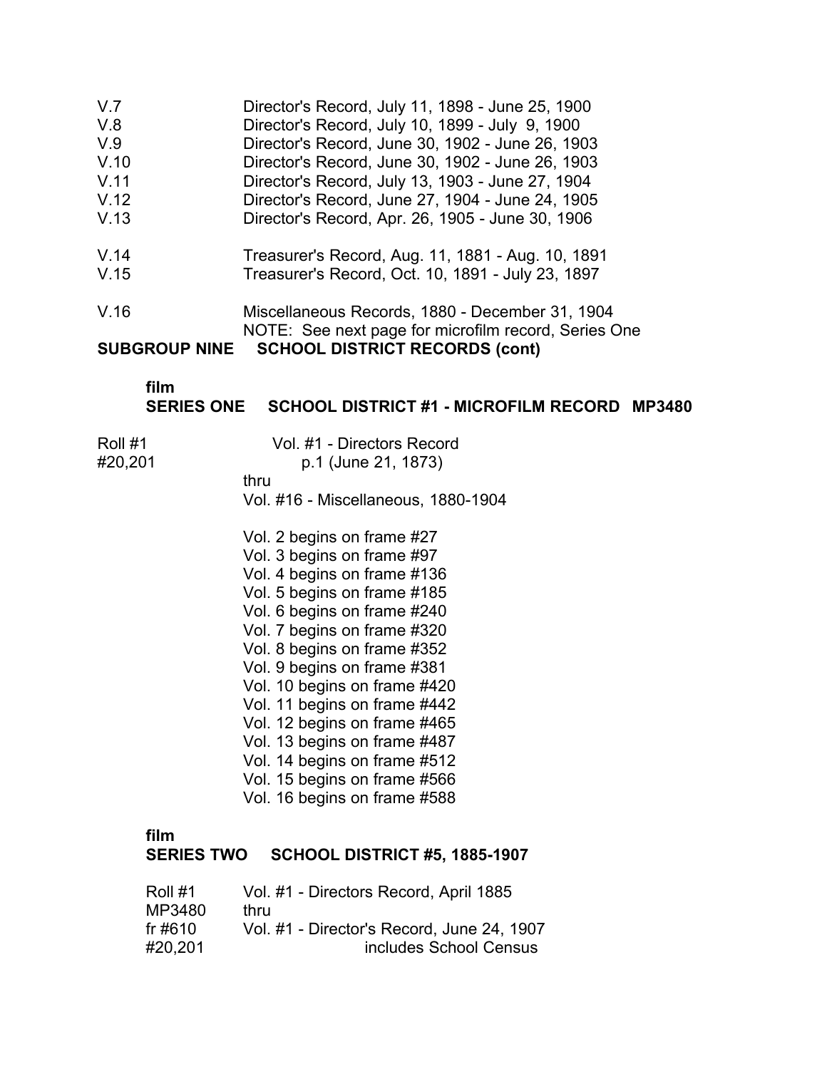| | |
|---|---|
| V.7 | Director's Record, July 11, 1898 - June 25, 1900 |
| V.8 | Director's Record, July 10, 1899 - July 9, 1900 |
| V.9 | Director's Record, June 30, 1902 - June 26, 1903 |
| V.10 | Director's Record, June 30, 1902 - June 26, 1903 |
| V.11 | Director's Record, July 13, 1903 - June 27, 1904 |
| V.12 | Director's Record, June 27, 1904 - June 24, 1905 |
| V.13 | Director's Record, Apr. 26, 1905 - June 30, 1906 |
| V.14 | Treasurer's Record, Aug. 11, 1881 - Aug. 10, 1891 |
| V.15 | Treasurer's Record, Oct. 10, 1891 - July 23, 1897 |
| V.16 | Miscellaneous Records, 1880 - December 31, 1904 |

NOTE: See next page for microfilm record, Series One

## SUBGROUP NINE SCHOOL DISTRICT RECORDS (cont)

### film
### SERIES ONE SCHOOL DISTRICT #1 - MICROFILM RECORD MP3480

Roll #1
#20,201

Vol. #1 - Directors Record
p.1 (June 21, 1873)
thru
Vol. #16 - Miscellaneous, 1880-1904

Vol. 2 begins on frame #27
Vol. 3 begins on frame #97
Vol. 4 begins on frame #136
Vol. 5 begins on frame #185
Vol. 6 begins on frame #240
Vol. 7 begins on frame #320
Vol. 8 begins on frame #352
Vol. 9 begins on frame #381
Vol. 10 begins on frame #420
Vol. 11 begins on frame #442
Vol. 12 begins on frame #465
Vol. 13 begins on frame #487
Vol. 14 begins on frame #512
Vol. 15 begins on frame #566
Vol. 16 begins on frame #588

### film
### SERIES TWO SCHOOL DISTRICT #5, 1885-1907

Roll #1
MP3480
fr #610
#20,201

Vol. #1 - Directors Record, April 1885
thru
Vol. #1 - Director's Record, June 24, 1907
includes School Census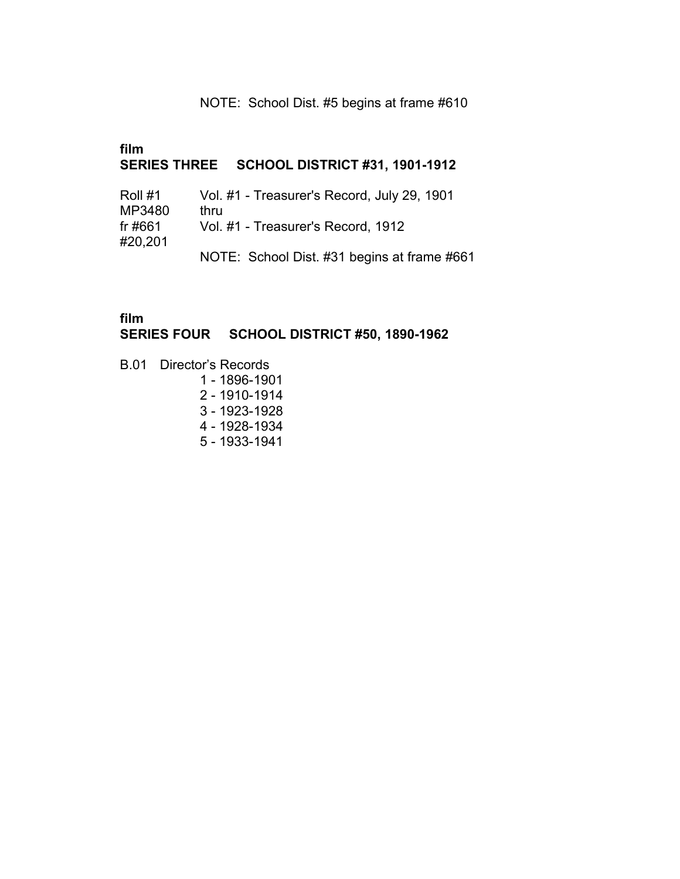NOTE: School Dist. #5 begins at frame #610

**film**
**SERIES THREE SCHOOL DISTRICT #31, 1901-1912**

| | |
|---|---|
| Roll #1 | Vol. #1 - Treasurer's Record, July 29, 1901 |
| MP3480 | thru |
| fr #661 | Vol. #1 - Treasurer's Record, 1912 |
| #20,201 | |
| | NOTE: School Dist. #31 begins at frame #661 |

**film**
**SERIES FOUR SCHOOL DISTRICT #50, 1890-1962**

B.01 Director's Records
- 1 - 1896-1901
- 2 - 1910-1914
- 3 - 1923-1928
- 4 - 1928-1934
- 5 - 1933-1941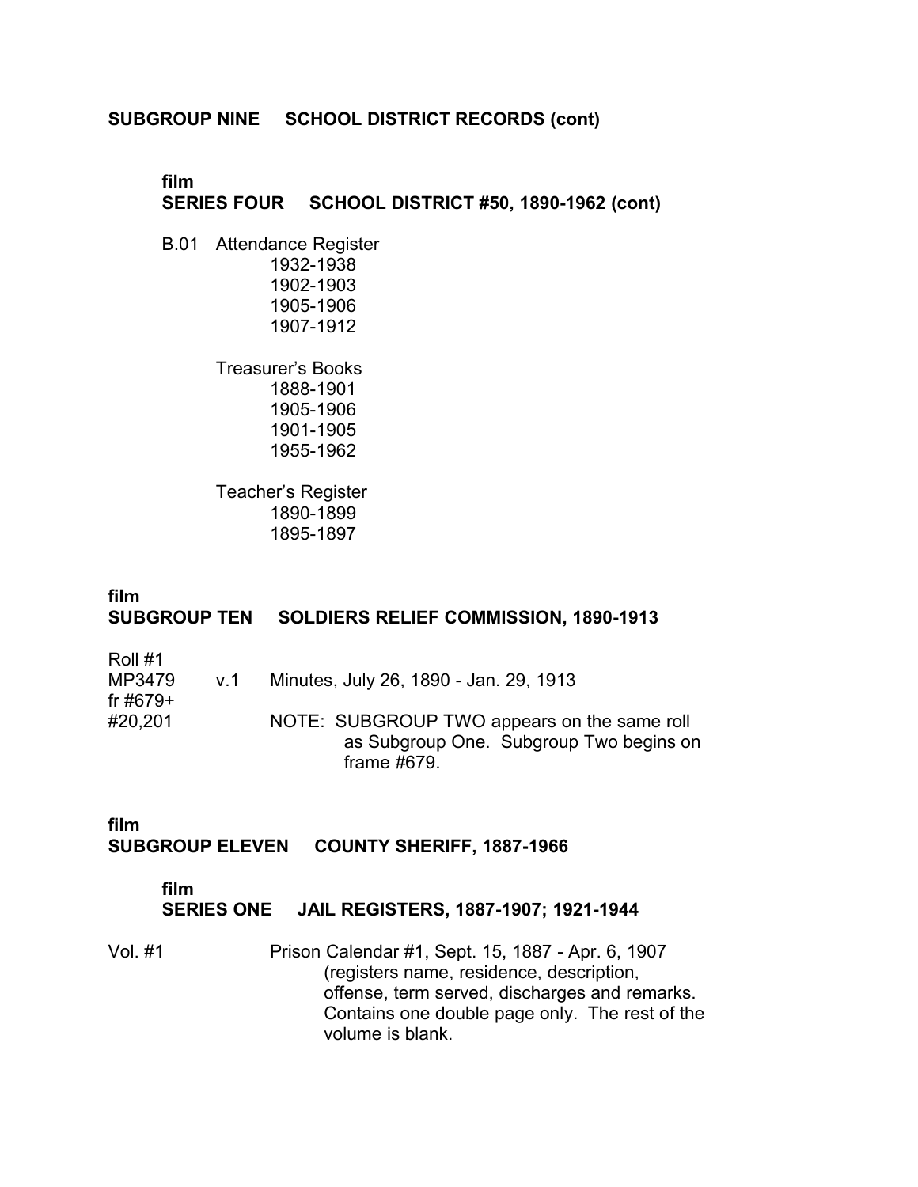**SUBGROUP NINE SCHOOL DISTRICT RECORDS (cont)**

**film**
**SERIES FOUR SCHOOL DISTRICT #50, 1890-1962 (cont)**

B.01 Attendance Register
- 1932-1938
- 1902-1903
- 1905-1906
- 1907-1912

Treasurer's Books
- 1888-1901
- 1905-1906
- 1901-1905
- 1955-1962

Teacher's Register
- 1890-1899
- 1895-1897

**film**
**SUBGROUP TEN SOLDIERS RELIEF COMMISSION, 1890-1913**

Roll #1
MP3479 v.1 Minutes, July 26, 1890 - Jan. 29, 1913
fr #679+
#20,201 NOTE: SUBGROUP TWO appears on the same roll as Subgroup One. Subgroup Two begins on frame #679.

**film**
**SUBGROUP ELEVEN COUNTY SHERIFF, 1887-1966**

**film**
**SERIES ONE JAIL REGISTERS, 1887-1907; 1921-1944**

Vol. #1 Prison Calendar #1, Sept. 15, 1887 - Apr. 6, 1907 (registers name, residence, description, offense, term served, discharges and remarks. Contains one double page only. The rest of the volume is blank.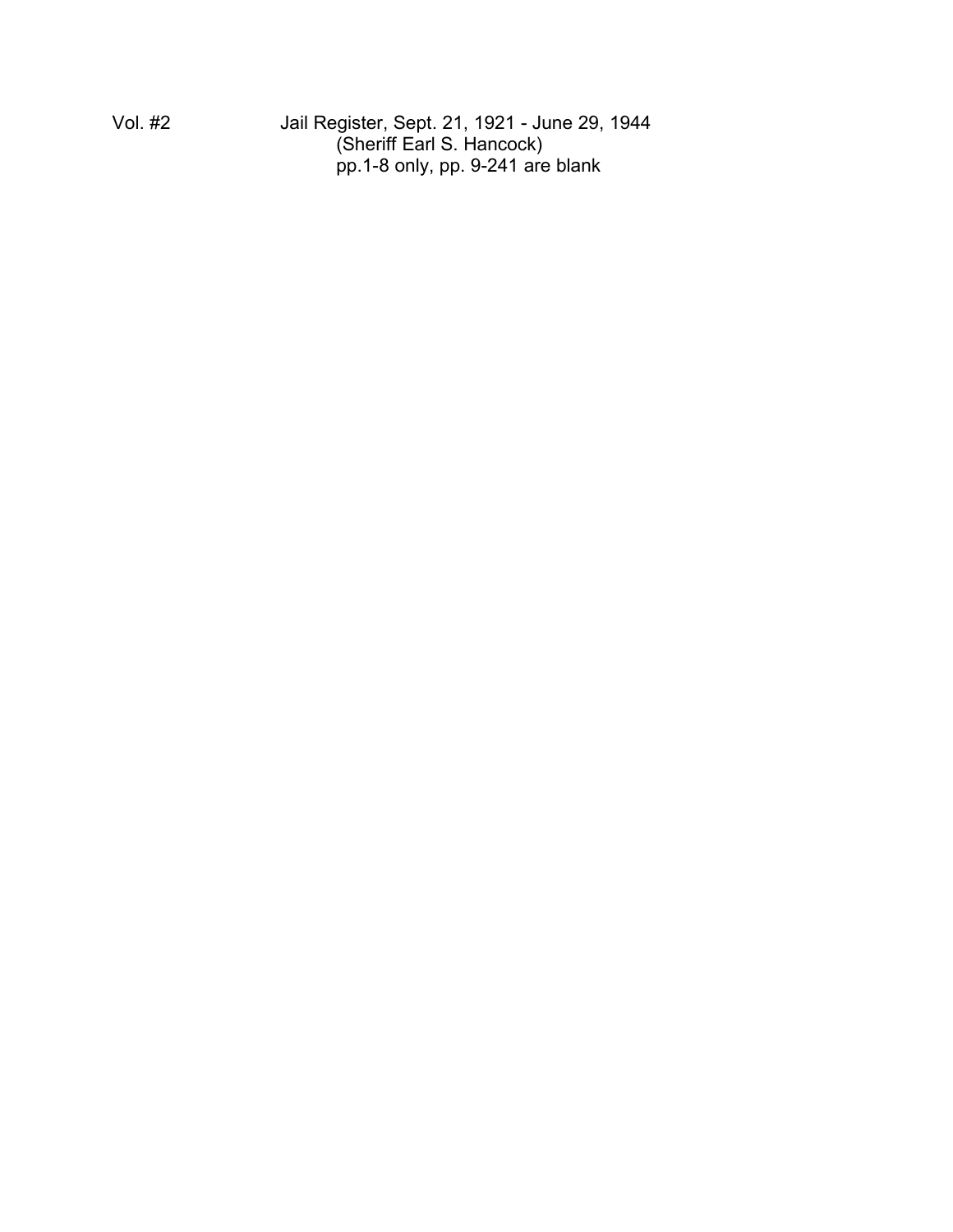Vol. #2 Jail Register, Sept. 21, 1921 - June 29, 1944
(Sheriff Earl S. Hancock)
pp.1-8 only, pp. 9-241 are blank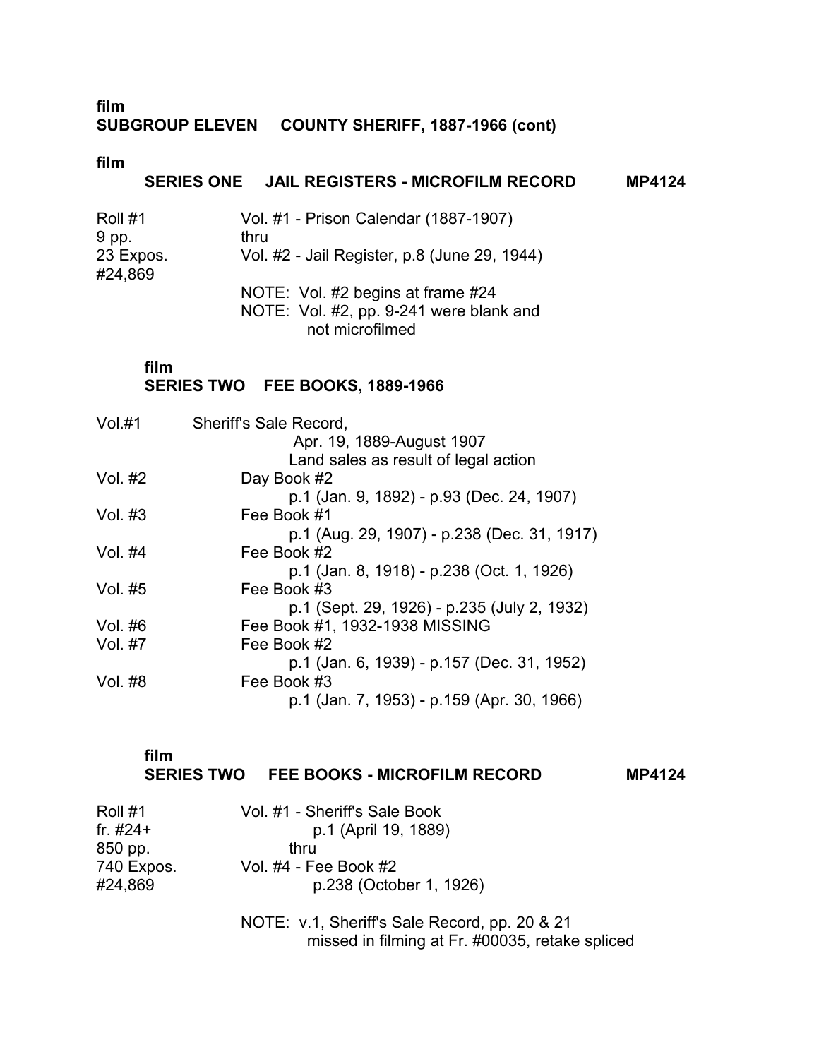**film**
## SUBGROUP ELEVEN COUNTY SHERIFF, 1887-1966 (cont)

**film**
### SERIES ONE JAIL REGISTERS - MICROFILM RECORD MP4124

| | |
|---|---|
| Roll #1<br>9 pp.<br>23 Expos.<br>#24,869 | Vol. #1 - Prison Calendar (1887-1907)<br>thru<br>Vol. #2 - Jail Register, p.8 (June 29, 1944)<br><br>NOTE: Vol. #2 begins at frame #24<br>NOTE: Vol. #2, pp. 9-241 were blank and not microfilmed |

**film**
### SERIES TWO FEE BOOKS, 1889-1966

| | |
|---|---|
| Vol.#1 | Sheriff's Sale Record,<br>Apr. 19, 1889-August 1907<br>Land sales as result of legal action |
| Vol. #2 | Day Book #2<br>p.1 (Jan. 9, 1892) - p.93 (Dec. 24, 1907) |
| Vol. #3 | Fee Book #1<br>p.1 (Aug. 29, 1907) - p.238 (Dec. 31, 1917) |
| Vol. #4 | Fee Book #2<br>p.1 (Jan. 8, 1918) - p.238 (Oct. 1, 1926) |
| Vol. #5 | Fee Book #3<br>p.1 (Sept. 29, 1926) - p.235 (July 2, 1932) |
| Vol. #6 | Fee Book #1, 1932-1938 MISSING |
| Vol. #7 | Fee Book #2<br>p.1 (Jan. 6, 1939) - p.157 (Dec. 31, 1952) |
| Vol. #8 | Fee Book #3<br>p.1 (Jan. 7, 1953) - p.159 (Apr. 30, 1966) |

**film**
### SERIES TWO FEE BOOKS - MICROFILM RECORD MP4124

| | |
|---|---|
| Roll #1<br>fr. #24+<br>850 pp.<br>740 Expos.<br>#24,869 | Vol. #1 - Sheriff's Sale Book<br>p.1 (April 19, 1889)<br>thru<br>Vol. #4 - Fee Book #2<br>p.238 (October 1, 1926)<br><br>NOTE: v.1, Sheriff's Sale Record, pp. 20 & 21 missed in filming at Fr. #00035, retake spliced |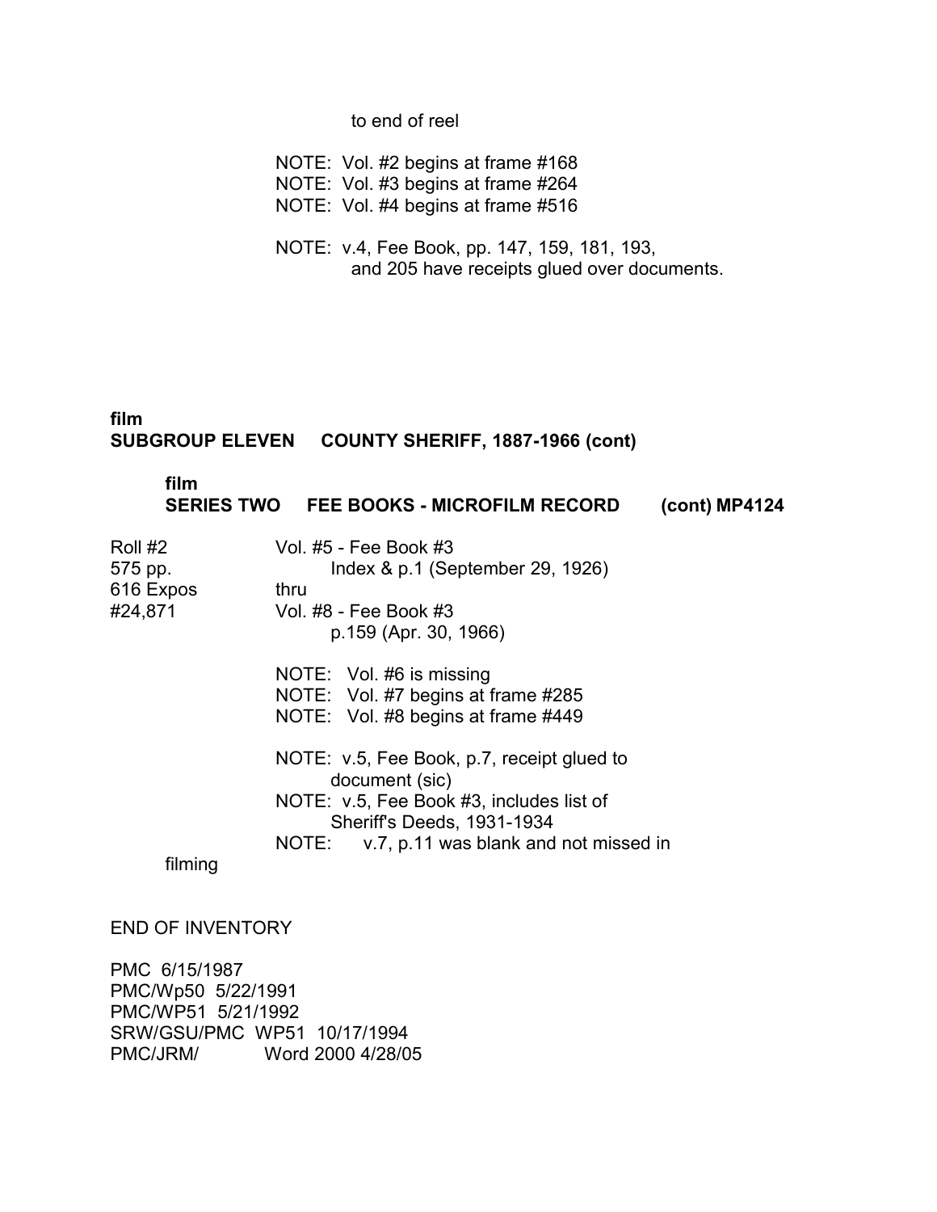to end of reel

NOTE: Vol. #2 begins at frame #168
NOTE: Vol. #3 begins at frame #264
NOTE: Vol. #4 begins at frame #516

NOTE: v.4, Fee Book, pp. 147, 159, 181, 193, and 205 have receipts glued over documents.

**film**
**SUBGROUP ELEVEN COUNTY SHERIFF, 1887-1966 (cont)**

**film**
**SERIES TWO FEE BOOKS - MICROFILM RECORD (cont) MP4124**

| | |
|---|---|
| Roll #2 | Vol. #5 - Fee Book #3 |
| 575 pp. | Index & p.1 (September 29, 1926) |
| 616 Expos | thru |
| #24,871 | Vol. #8 - Fee Book #3 |
| | p.159 (Apr. 30, 1966) |

NOTE: Vol. #6 is missing
NOTE: Vol. #7 begins at frame #285
NOTE: Vol. #8 begins at frame #449

NOTE: v.5, Fee Book, p.7, receipt glued to document (sic)
NOTE: v.5, Fee Book #3, includes list of Sheriff's Deeds, 1931-1934
NOTE: v.7, p.11 was blank and not missed in filming

END OF INVENTORY

PMC 6/15/1987
PMC/Wp50 5/22/1991
PMC/WP51 5/21/1992
SRW/GSU/PMC WP51 10/17/1994
PMC/JRM/ Word 2000 4/28/05